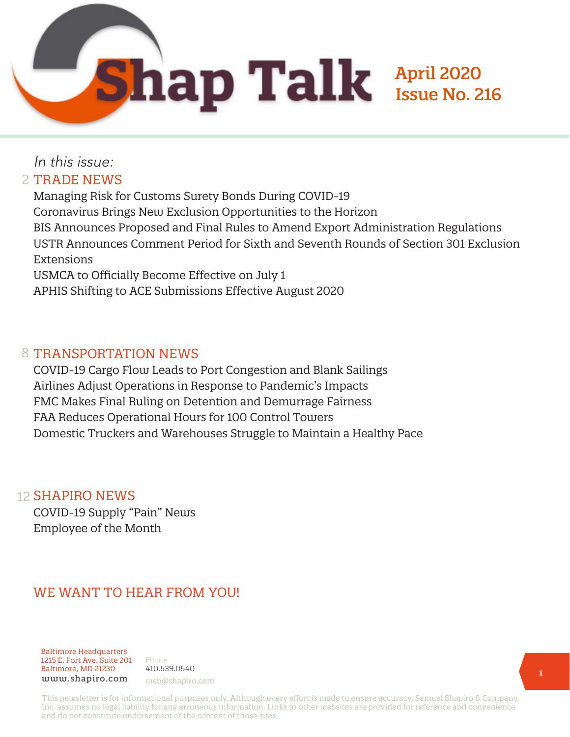# Shap Talk

**April 2020**
**Issue No. 216**

*In this issue:*

## 2 TRADE NEWS

Managing Risk for Customs Surety Bonds During COVID-19
Coronavirus Brings New Exclusion Opportunities to the Horizon
BIS Announces Proposed and Final Rules to Amend Export Administration Regulations
USTR Announces Comment Period for Sixth and Seventh Rounds of Section 301 Exclusion Extensions
USMCA to Officially Become Effective on July 1
APHIS Shifting to ACE Submissions Effective August 2020

## 8 TRANSPORTATION NEWS

COVID-19 Cargo Flow Leads to Port Congestion and Blank Sailings
Airlines Adjust Operations in Response to Pandemic's Impacts
FMC Makes Final Ruling on Detention and Demurrage Fairness
FAA Reduces Operational Hours for 100 Control Towers
Domestic Truckers and Warehouses Struggle to Maintain a Healthy Pace

## 12 SHAPIRO NEWS

COVID-19 Supply "Pain" News
Employee of the Month

## WE WANT TO HEAR FROM YOU!

Baltimore Headquarters
1215 E. Fort Ave, Suite 201
Baltimore, MD 21230
www.shapiro.com

Phone
410.539.0540
web@shapiro.com

This newsletter is for informational purposes only. Although every effort is made to ensure accuracy, Samuel Shapiro & Company, Inc. assumes no legal liability for any erroneous information. Links to other websites are provided for reference and convenience and do not constitute endorsement of the content of those sites.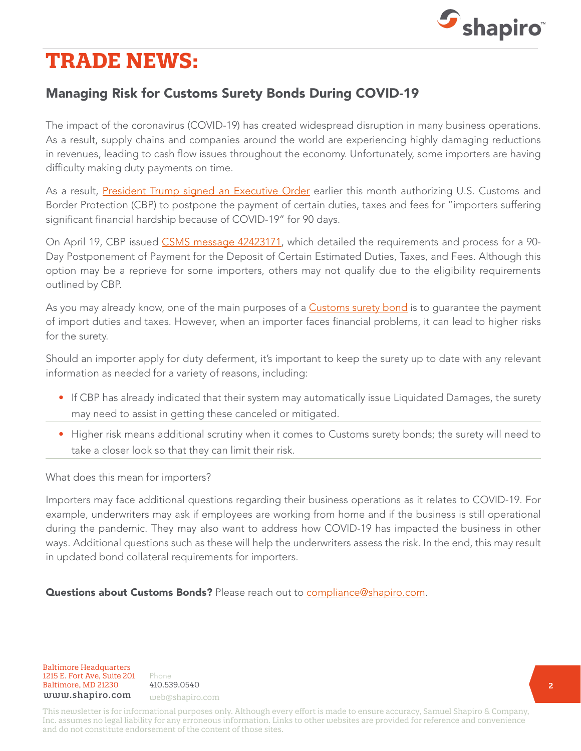# TRADE NEWS:

## Managing Risk for Customs Surety Bonds During COVID-19

The impact of the coronavirus (COVID-19) has created widespread disruption in many business operations. As a result, supply chains and companies around the world are experiencing highly damaging reductions in revenues, leading to cash flow issues throughout the economy. Unfortunately, some importers are having difficulty making duty payments on time.

As a result, President Trump signed an Executive Order earlier this month authorizing U.S. Customs and Border Protection (CBP) to postpone the payment of certain duties, taxes and fees for "importers suffering significant financial hardship because of COVID-19" for 90 days.

On April 19, CBP issued CSMS message 42423171, which detailed the requirements and process for a 90-Day Postponement of Payment for the Deposit of Certain Estimated Duties, Taxes, and Fees. Although this option may be a reprieve for some importers, others may not qualify due to the eligibility requirements outlined by CBP.

As you may already know, one of the main purposes of a Customs surety bond is to guarantee the payment of import duties and taxes. However, when an importer faces financial problems, it can lead to higher risks for the surety.

Should an importer apply for duty deferment, it's important to keep the surety up to date with any relevant information as needed for a variety of reasons, including:

- If CBP has already indicated that their system may automatically issue Liquidated Damages, the surety may need to assist in getting these canceled or mitigated.
- Higher risk means additional scrutiny when it comes to Customs surety bonds; the surety will need to take a closer look so that they can limit their risk.

What does this mean for importers?

Importers may face additional questions regarding their business operations as it relates to COVID-19. For example, underwriters may ask if employees are working from home and if the business is still operational during the pandemic. They may also want to address how COVID-19 has impacted the business in other ways. Additional questions such as these will help the underwriters assess the risk. In the end, this may result in updated bond collateral requirements for importers.

**Questions about Customs Bonds?** Please reach out to compliance@shapiro.com.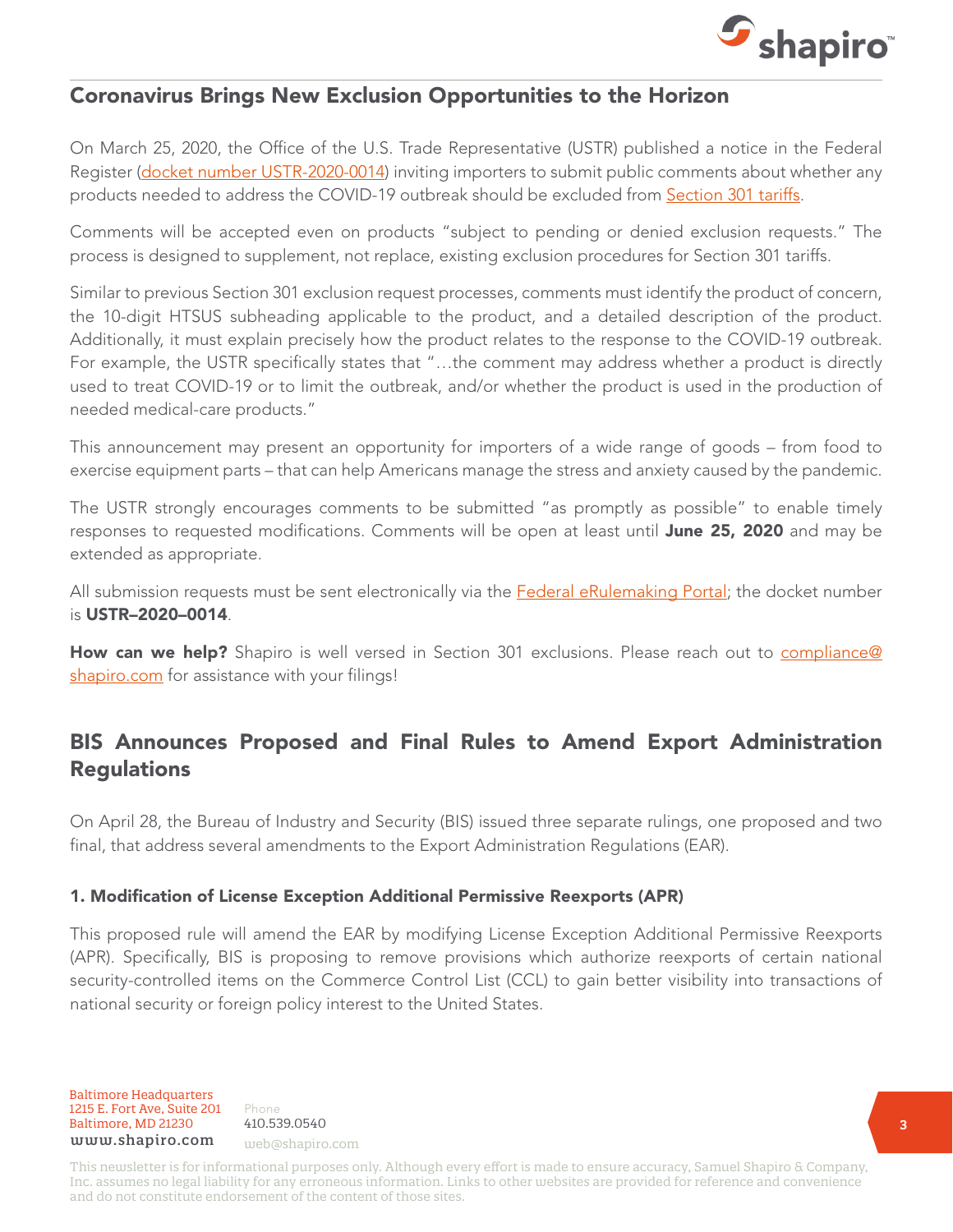## Coronavirus Brings New Exclusion Opportunities to the Horizon

On March 25, 2020, the Office of the U.S. Trade Representative (USTR) published a notice in the Federal Register (docket number USTR-2020-0014) inviting importers to submit public comments about whether any products needed to address the COVID-19 outbreak should be excluded from Section 301 tariffs.

Comments will be accepted even on products "subject to pending or denied exclusion requests." The process is designed to supplement, not replace, existing exclusion procedures for Section 301 tariffs.

Similar to previous Section 301 exclusion request processes, comments must identify the product of concern, the 10-digit HTSUS subheading applicable to the product, and a detailed description of the product. Additionally, it must explain precisely how the product relates to the response to the COVID-19 outbreak. For example, the USTR specifically states that "…the comment may address whether a product is directly used to treat COVID-19 or to limit the outbreak, and/or whether the product is used in the production of needed medical-care products."

This announcement may present an opportunity for importers of a wide range of goods – from food to exercise equipment parts – that can help Americans manage the stress and anxiety caused by the pandemic.

The USTR strongly encourages comments to be submitted "as promptly as possible" to enable timely responses to requested modifications. Comments will be open at least until **June 25, 2020** and may be extended as appropriate.

All submission requests must be sent electronically via the Federal eRulemaking Portal; the docket number is **USTR–2020–0014**.

**How can we help?** Shapiro is well versed in Section 301 exclusions. Please reach out to compliance@shapiro.com for assistance with your filings!

## BIS Announces Proposed and Final Rules to Amend Export Administration Regulations

On April 28, the Bureau of Industry and Security (BIS) issued three separate rulings, one proposed and two final, that address several amendments to the Export Administration Regulations (EAR).

### 1. Modification of License Exception Additional Permissive Reexports (APR)

This proposed rule will amend the EAR by modifying License Exception Additional Permissive Reexports (APR). Specifically, BIS is proposing to remove provisions which authorize reexports of certain national security-controlled items on the Commerce Control List (CCL) to gain better visibility into transactions of national security or foreign policy interest to the United States.

Baltimore Headquarters
1215 E. Fort Ave, Suite 201
Baltimore, MD 21230
www.shapiro.com

Phone
410.539.0540
web@shapiro.com

This newsletter is for informational purposes only. Although every effort is made to ensure accuracy, Samuel Shapiro & Company, Inc. assumes no legal liability for any erroneous information. Links to other websites are provided for reference and convenience and do not constitute endorsement of the content of those sites.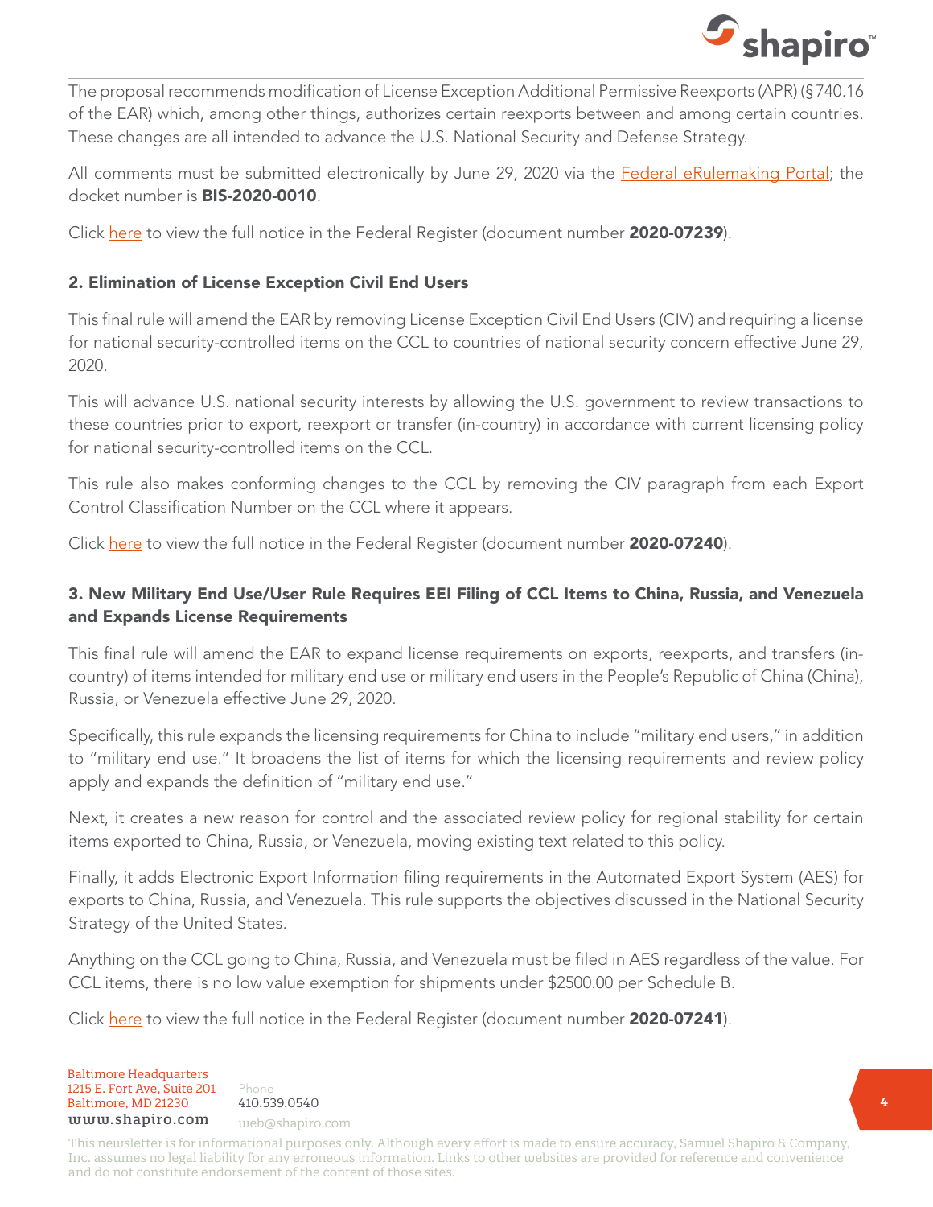The proposal recommends modification of License Exception Additional Permissive Reexports (APR) (§740.16 of the EAR) which, among other things, authorizes certain reexports between and among certain countries. These changes are all intended to advance the U.S. National Security and Defense Strategy.

All comments must be submitted electronically by June 29, 2020 via the Federal eRulemaking Portal; the docket number is **BIS-2020-0010**.

Click here to view the full notice in the Federal Register (document number **2020-07239**).

### 2. Elimination of License Exception Civil End Users

This final rule will amend the EAR by removing License Exception Civil End Users (CIV) and requiring a license for national security-controlled items on the CCL to countries of national security concern effective June 29, 2020.

This will advance U.S. national security interests by allowing the U.S. government to review transactions to these countries prior to export, reexport or transfer (in-country) in accordance with current licensing policy for national security-controlled items on the CCL.

This rule also makes conforming changes to the CCL by removing the CIV paragraph from each Export Control Classification Number on the CCL where it appears.

Click here to view the full notice in the Federal Register (document number **2020-07240**).

### 3. New Military End Use/User Rule Requires EEI Filing of CCL Items to China, Russia, and Venezuela and Expands License Requirements

This final rule will amend the EAR to expand license requirements on exports, reexports, and transfers (in-country) of items intended for military end use or military end users in the People's Republic of China (China), Russia, or Venezuela effective June 29, 2020.

Specifically, this rule expands the licensing requirements for China to include "military end users," in addition to "military end use." It broadens the list of items for which the licensing requirements and review policy apply and expands the definition of "military end use."

Next, it creates a new reason for control and the associated review policy for regional stability for certain items exported to China, Russia, or Venezuela, moving existing text related to this policy.

Finally, it adds Electronic Export Information filing requirements in the Automated Export System (AES) for exports to China, Russia, and Venezuela. This rule supports the objectives discussed in the National Security Strategy of the United States.

Anything on the CCL going to China, Russia, and Venezuela must be filed in AES regardless of the value. For CCL items, there is no low value exemption for shipments under $2500.00 per Schedule B.

Click here to view the full notice in the Federal Register (document number **2020-07241**).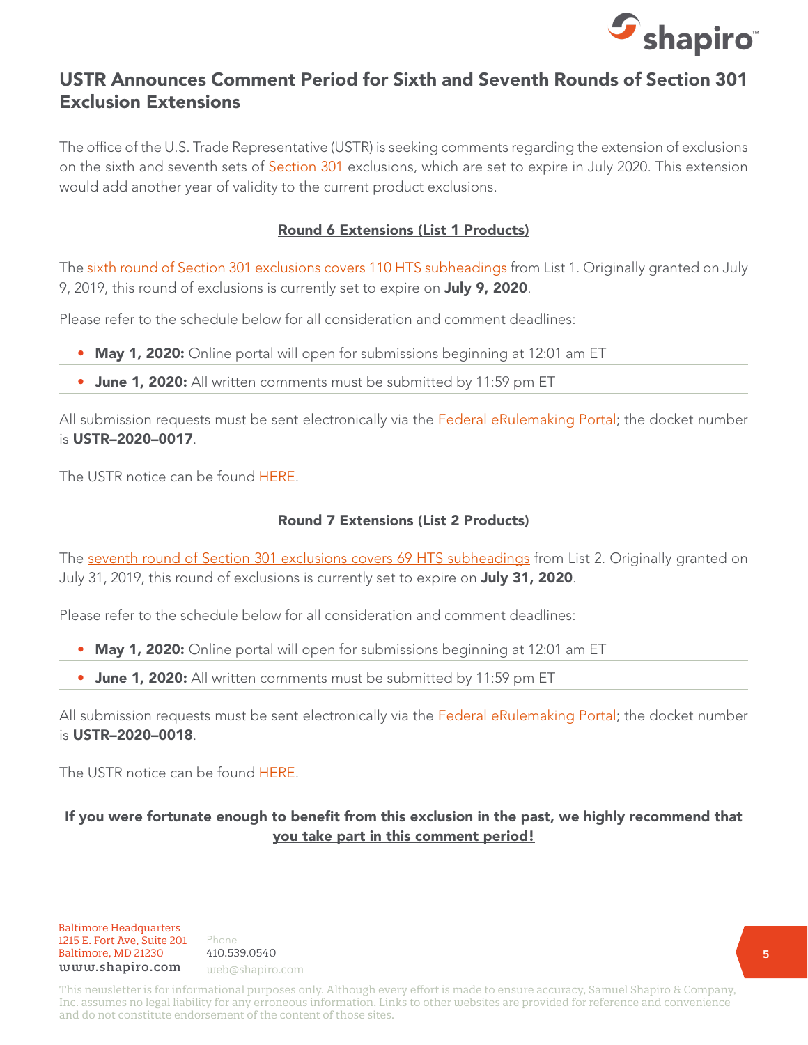## USTR Announces Comment Period for Sixth and Seventh Rounds of Section 301 Exclusion Extensions

The office of the U.S. Trade Representative (USTR) is seeking comments regarding the extension of exclusions on the sixth and seventh sets of Section 301 exclusions, which are set to expire in July 2020. This extension would add another year of validity to the current product exclusions.

### Round 6 Extensions (List 1 Products)

The sixth round of Section 301 exclusions covers 110 HTS subheadings from List 1. Originally granted on July 9, 2019, this round of exclusions is currently set to expire on **July 9, 2020**.

Please refer to the schedule below for all consideration and comment deadlines:

- **May 1, 2020:** Online portal will open for submissions beginning at 12:01 am ET
- **June 1, 2020:** All written comments must be submitted by 11:59 pm ET

All submission requests must be sent electronically via the Federal eRulemaking Portal; the docket number is **USTR–2020–0017**.

The USTR notice can be found HERE.

### Round 7 Extensions (List 2 Products)

The seventh round of Section 301 exclusions covers 69 HTS subheadings from List 2. Originally granted on July 31, 2019, this round of exclusions is currently set to expire on **July 31, 2020**.

Please refer to the schedule below for all consideration and comment deadlines:

- **May 1, 2020:** Online portal will open for submissions beginning at 12:01 am ET
- **June 1, 2020:** All written comments must be submitted by 11:59 pm ET

All submission requests must be sent electronically via the Federal eRulemaking Portal; the docket number is **USTR–2020–0018**.

The USTR notice can be found HERE.

**If you were fortunate enough to benefit from this exclusion in the past, we highly recommend that you take part in this comment period!**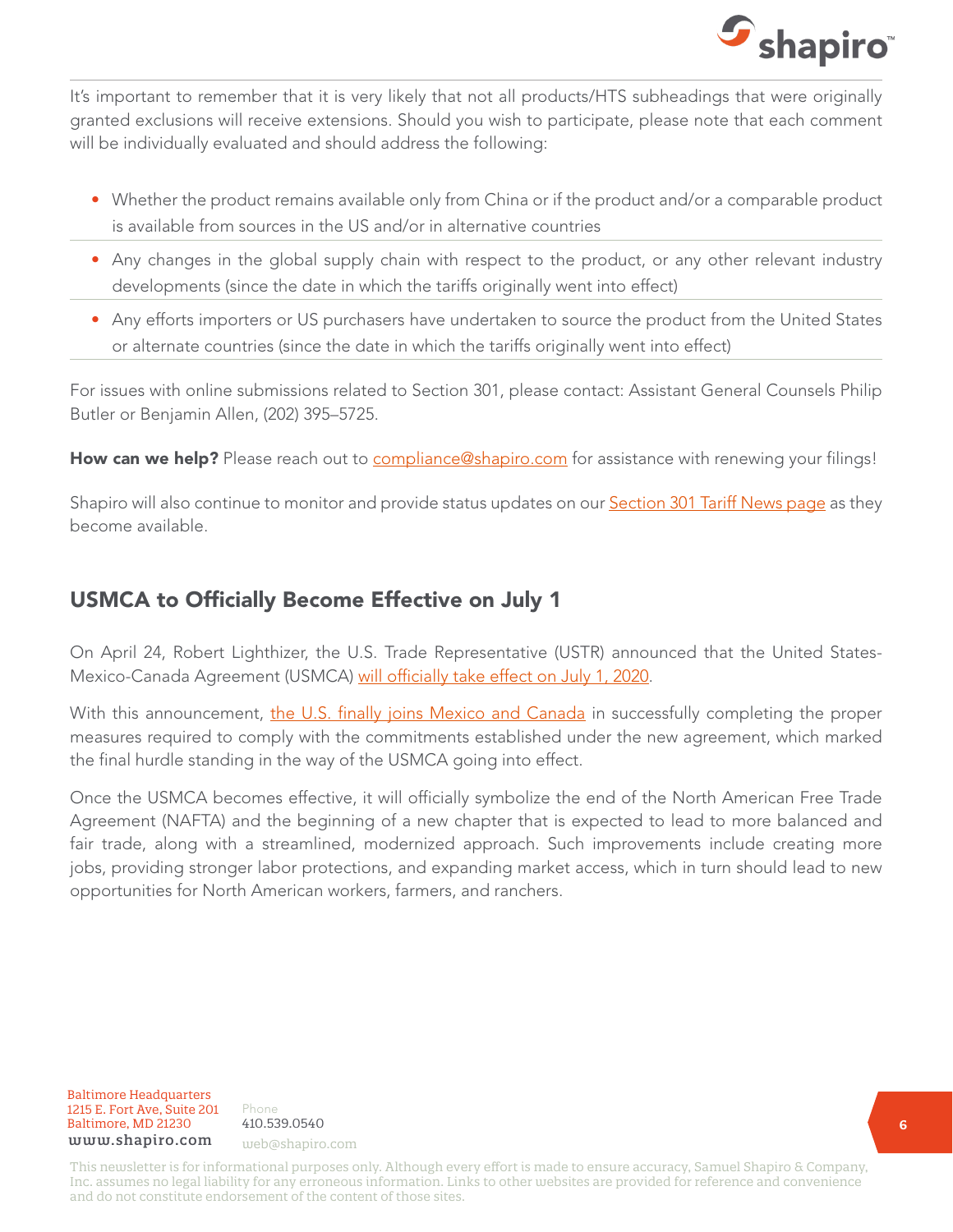It's important to remember that it is very likely that not all products/HTS subheadings that were originally granted exclusions will receive extensions. Should you wish to participate, please note that each comment will be individually evaluated and should address the following:

- Whether the product remains available only from China or if the product and/or a comparable product is available from sources in the US and/or in alternative countries
- Any changes in the global supply chain with respect to the product, or any other relevant industry developments (since the date in which the tariffs originally went into effect)
- Any efforts importers or US purchasers have undertaken to source the product from the United States or alternate countries (since the date in which the tariffs originally went into effect)

For issues with online submissions related to Section 301, please contact: Assistant General Counsels Philip Butler or Benjamin Allen, (202) 395–5725.

**How can we help?** Please reach out to compliance@shapiro.com for assistance with renewing your filings!

Shapiro will also continue to monitor and provide status updates on our Section 301 Tariff News page as they become available.

## USMCA to Officially Become Effective on July 1

On April 24, Robert Lighthizer, the U.S. Trade Representative (USTR) announced that the United States-Mexico-Canada Agreement (USMCA) will officially take effect on July 1, 2020.

With this announcement, the U.S. finally joins Mexico and Canada in successfully completing the proper measures required to comply with the commitments established under the new agreement, which marked the final hurdle standing in the way of the USMCA going into effect.

Once the USMCA becomes effective, it will officially symbolize the end of the North American Free Trade Agreement (NAFTA) and the beginning of a new chapter that is expected to lead to more balanced and fair trade, along with a streamlined, modernized approach. Such improvements include creating more jobs, providing stronger labor protections, and expanding market access, which in turn should lead to new opportunities for North American workers, farmers, and ranchers.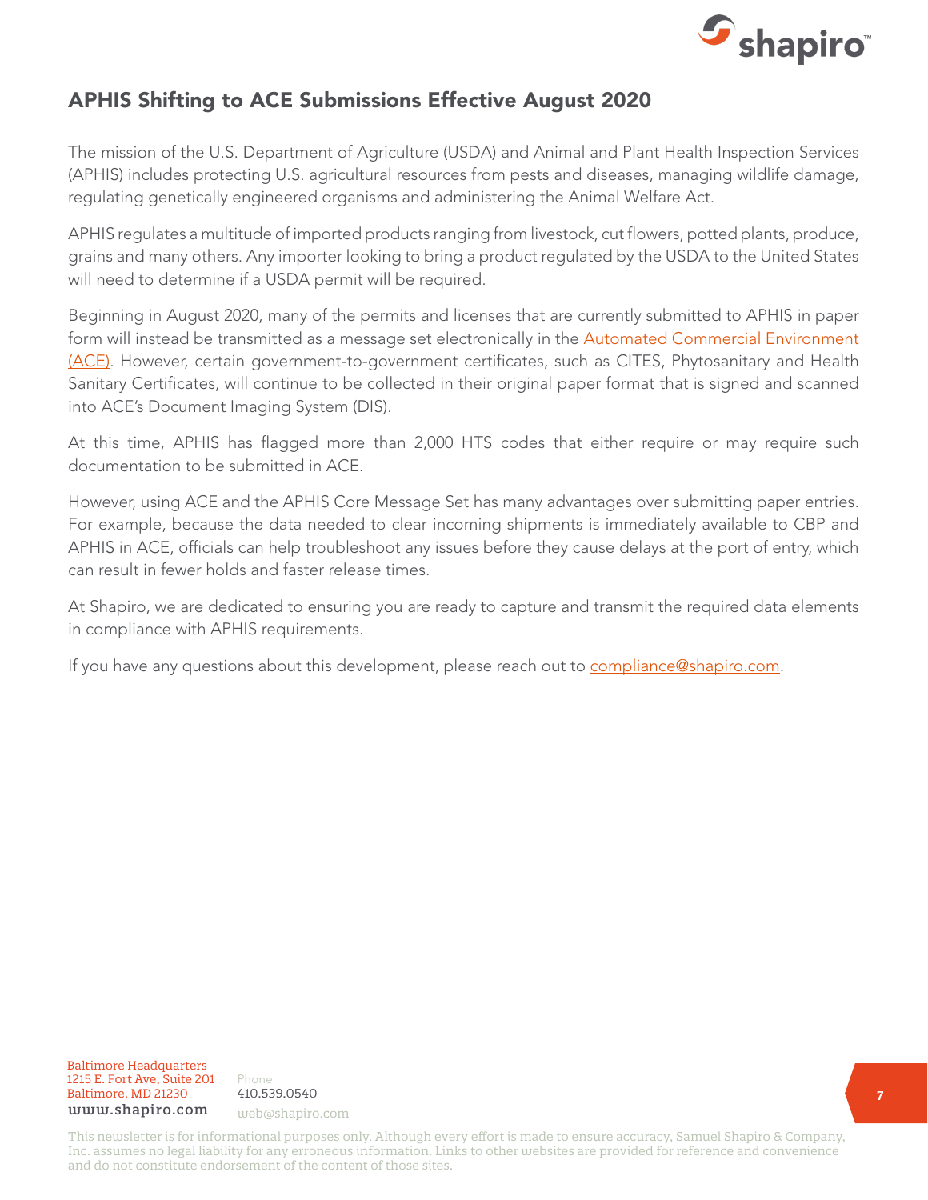## APHIS Shifting to ACE Submissions Effective August 2020

The mission of the U.S. Department of Agriculture (USDA) and Animal and Plant Health Inspection Services (APHIS) includes protecting U.S. agricultural resources from pests and diseases, managing wildlife damage, regulating genetically engineered organisms and administering the Animal Welfare Act.

APHIS regulates a multitude of imported products ranging from livestock, cut flowers, potted plants, produce, grains and many others. Any importer looking to bring a product regulated by the USDA to the United States will need to determine if a USDA permit will be required.

Beginning in August 2020, many of the permits and licenses that are currently submitted to APHIS in paper form will instead be transmitted as a message set electronically in the Automated Commercial Environment (ACE). However, certain government-to-government certificates, such as CITES, Phytosanitary and Health Sanitary Certificates, will continue to be collected in their original paper format that is signed and scanned into ACE's Document Imaging System (DIS).

At this time, APHIS has flagged more than 2,000 HTS codes that either require or may require such documentation to be submitted in ACE.

However, using ACE and the APHIS Core Message Set has many advantages over submitting paper entries. For example, because the data needed to clear incoming shipments is immediately available to CBP and APHIS in ACE, officials can help troubleshoot any issues before they cause delays at the port of entry, which can result in fewer holds and faster release times.

At Shapiro, we are dedicated to ensuring you are ready to capture and transmit the required data elements in compliance with APHIS requirements.

If you have any questions about this development, please reach out to compliance@shapiro.com.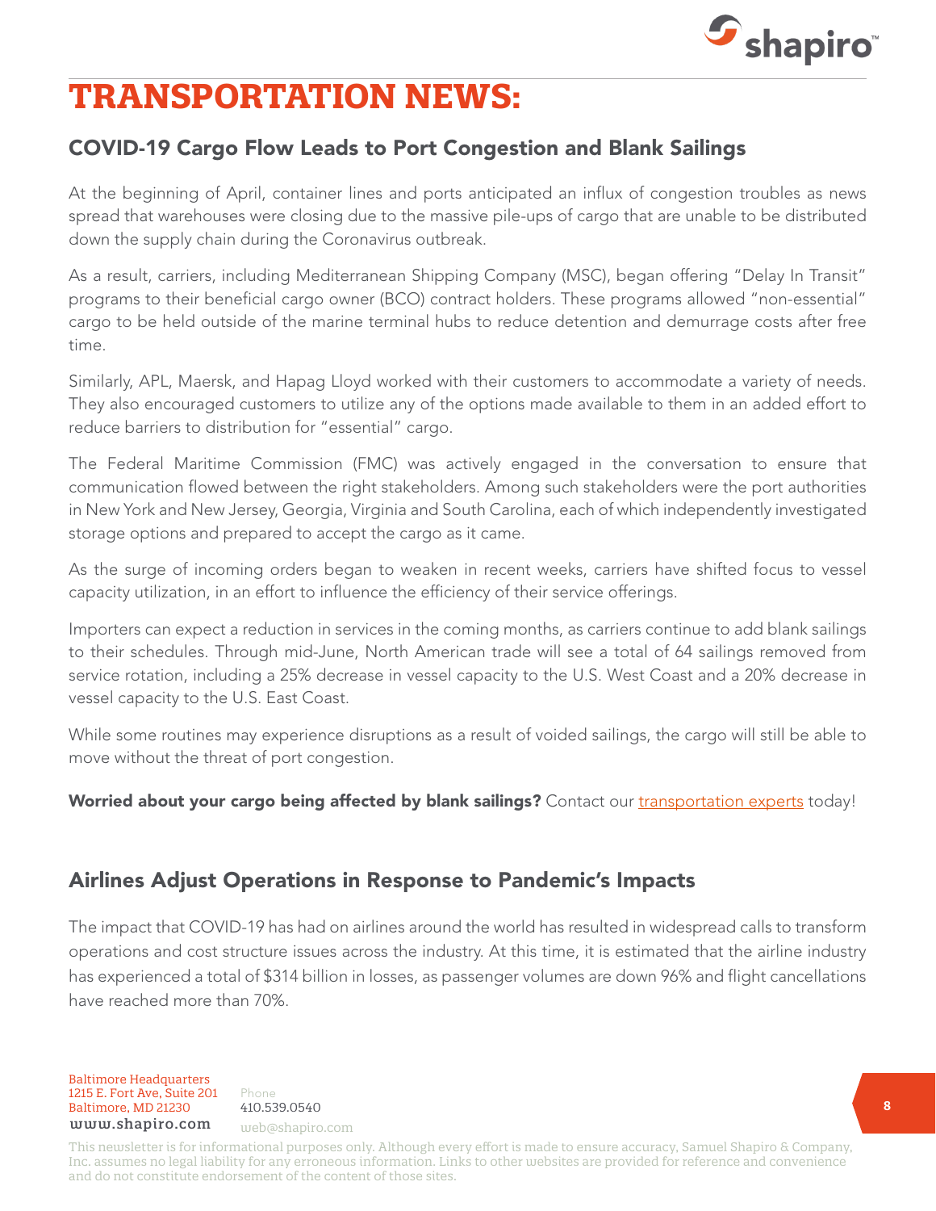# TRANSPORTATION NEWS:

## COVID-19 Cargo Flow Leads to Port Congestion and Blank Sailings

At the beginning of April, container lines and ports anticipated an influx of congestion troubles as news spread that warehouses were closing due to the massive pile-ups of cargo that are unable to be distributed down the supply chain during the Coronavirus outbreak.

As a result, carriers, including Mediterranean Shipping Company (MSC), began offering "Delay In Transit" programs to their beneficial cargo owner (BCO) contract holders. These programs allowed "non-essential" cargo to be held outside of the marine terminal hubs to reduce detention and demurrage costs after free time.

Similarly, APL, Maersk, and Hapag Lloyd worked with their customers to accommodate a variety of needs. They also encouraged customers to utilize any of the options made available to them in an added effort to reduce barriers to distribution for "essential" cargo.

The Federal Maritime Commission (FMC) was actively engaged in the conversation to ensure that communication flowed between the right stakeholders. Among such stakeholders were the port authorities in New York and New Jersey, Georgia, Virginia and South Carolina, each of which independently investigated storage options and prepared to accept the cargo as it came.

As the surge of incoming orders began to weaken in recent weeks, carriers have shifted focus to vessel capacity utilization, in an effort to influence the efficiency of their service offerings.

Importers can expect a reduction in services in the coming months, as carriers continue to add blank sailings to their schedules. Through mid-June, North American trade will see a total of 64 sailings removed from service rotation, including a 25% decrease in vessel capacity to the U.S. West Coast and a 20% decrease in vessel capacity to the U.S. East Coast.

While some routines may experience disruptions as a result of voided sailings, the cargo will still be able to move without the threat of port congestion.

**Worried about your cargo being affected by blank sailings?** Contact our transportation experts today!

## Airlines Adjust Operations in Response to Pandemic's Impacts

The impact that COVID-19 has had on airlines around the world has resulted in widespread calls to transform operations and cost structure issues across the industry. At this time, it is estimated that the airline industry has experienced a total of $314 billion in losses, as passenger volumes are down 96% and flight cancellations have reached more than 70%.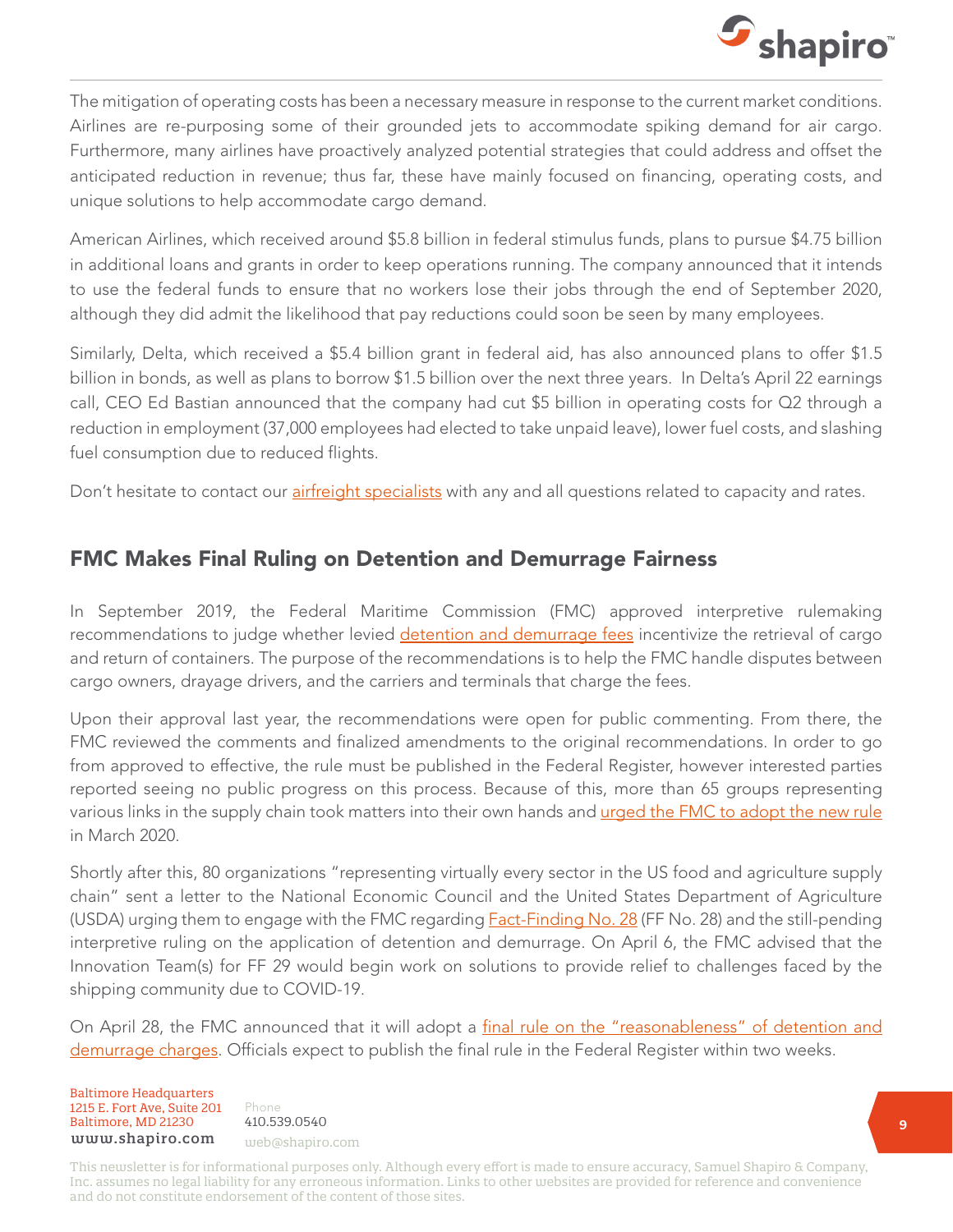The mitigation of operating costs has been a necessary measure in response to the current market conditions. Airlines are re-purposing some of their grounded jets to accommodate spiking demand for air cargo. Furthermore, many airlines have proactively analyzed potential strategies that could address and offset the anticipated reduction in revenue; thus far, these have mainly focused on financing, operating costs, and unique solutions to help accommodate cargo demand.

American Airlines, which received around $5.8 billion in federal stimulus funds, plans to pursue $4.75 billion in additional loans and grants in order to keep operations running. The company announced that it intends to use the federal funds to ensure that no workers lose their jobs through the end of September 2020, although they did admit the likelihood that pay reductions could soon be seen by many employees.

Similarly, Delta, which received a $5.4 billion grant in federal aid, has also announced plans to offer $1.5 billion in bonds, as well as plans to borrow $1.5 billion over the next three years. In Delta's April 22 earnings call, CEO Ed Bastian announced that the company had cut $5 billion in operating costs for Q2 through a reduction in employment (37,000 employees had elected to take unpaid leave), lower fuel costs, and slashing fuel consumption due to reduced flights.

Don't hesitate to contact our airfreight specialists with any and all questions related to capacity and rates.

## FMC Makes Final Ruling on Detention and Demurrage Fairness

In September 2019, the Federal Maritime Commission (FMC) approved interpretive rulemaking recommendations to judge whether levied detention and demurrage fees incentivize the retrieval of cargo and return of containers. The purpose of the recommendations is to help the FMC handle disputes between cargo owners, drayage drivers, and the carriers and terminals that charge the fees.

Upon their approval last year, the recommendations were open for public commenting. From there, the FMC reviewed the comments and finalized amendments to the original recommendations. In order to go from approved to effective, the rule must be published in the Federal Register, however interested parties reported seeing no public progress on this process. Because of this, more than 65 groups representing various links in the supply chain took matters into their own hands and urged the FMC to adopt the new rule in March 2020.

Shortly after this, 80 organizations "representing virtually every sector in the US food and agriculture supply chain" sent a letter to the National Economic Council and the United States Department of Agriculture (USDA) urging them to engage with the FMC regarding Fact-Finding No. 28 (FF No. 28) and the still-pending interpretive ruling on the application of detention and demurrage. On April 6, the FMC advised that the Innovation Team(s) for FF 29 would begin work on solutions to provide relief to challenges faced by the shipping community due to COVID-19.

On April 28, the FMC announced that it will adopt a final rule on the "reasonableness" of detention and demurrage charges. Officials expect to publish the final rule in the Federal Register within two weeks.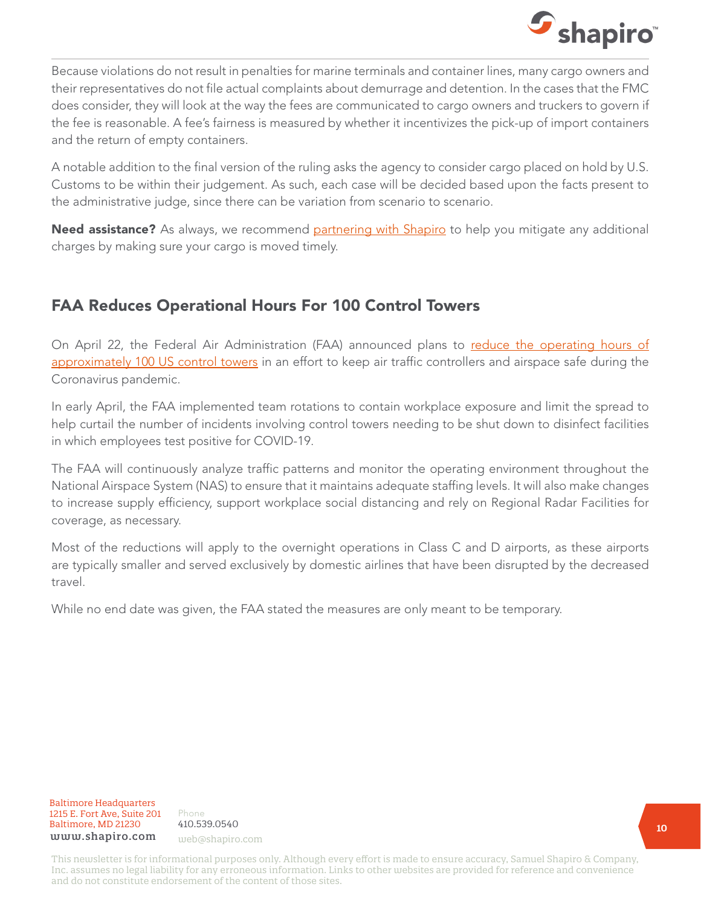Because violations do not result in penalties for marine terminals and container lines, many cargo owners and their representatives do not file actual complaints about demurrage and detention. In the cases that the FMC does consider, they will look at the way the fees are communicated to cargo owners and truckers to govern if the fee is reasonable. A fee's fairness is measured by whether it incentivizes the pick-up of import containers and the return of empty containers.

A notable addition to the final version of the ruling asks the agency to consider cargo placed on hold by U.S. Customs to be within their judgement. As such, each case will be decided based upon the facts present to the administrative judge, since there can be variation from scenario to scenario.

**Need assistance?** As always, we recommend partnering with Shapiro to help you mitigate any additional charges by making sure your cargo is moved timely.

## FAA Reduces Operational Hours For 100 Control Towers

On April 22, the Federal Air Administration (FAA) announced plans to reduce the operating hours of approximately 100 US control towers in an effort to keep air traffic controllers and airspace safe during the Coronavirus pandemic.

In early April, the FAA implemented team rotations to contain workplace exposure and limit the spread to help curtail the number of incidents involving control towers needing to be shut down to disinfect facilities in which employees test positive for COVID-19.

The FAA will continuously analyze traffic patterns and monitor the operating environment throughout the National Airspace System (NAS) to ensure that it maintains adequate staffing levels. It will also make changes to increase supply efficiency, support workplace social distancing and rely on Regional Radar Facilities for coverage, as necessary.

Most of the reductions will apply to the overnight operations in Class C and D airports, as these airports are typically smaller and served exclusively by domestic airlines that have been disrupted by the decreased travel.

While no end date was given, the FAA stated the measures are only meant to be temporary.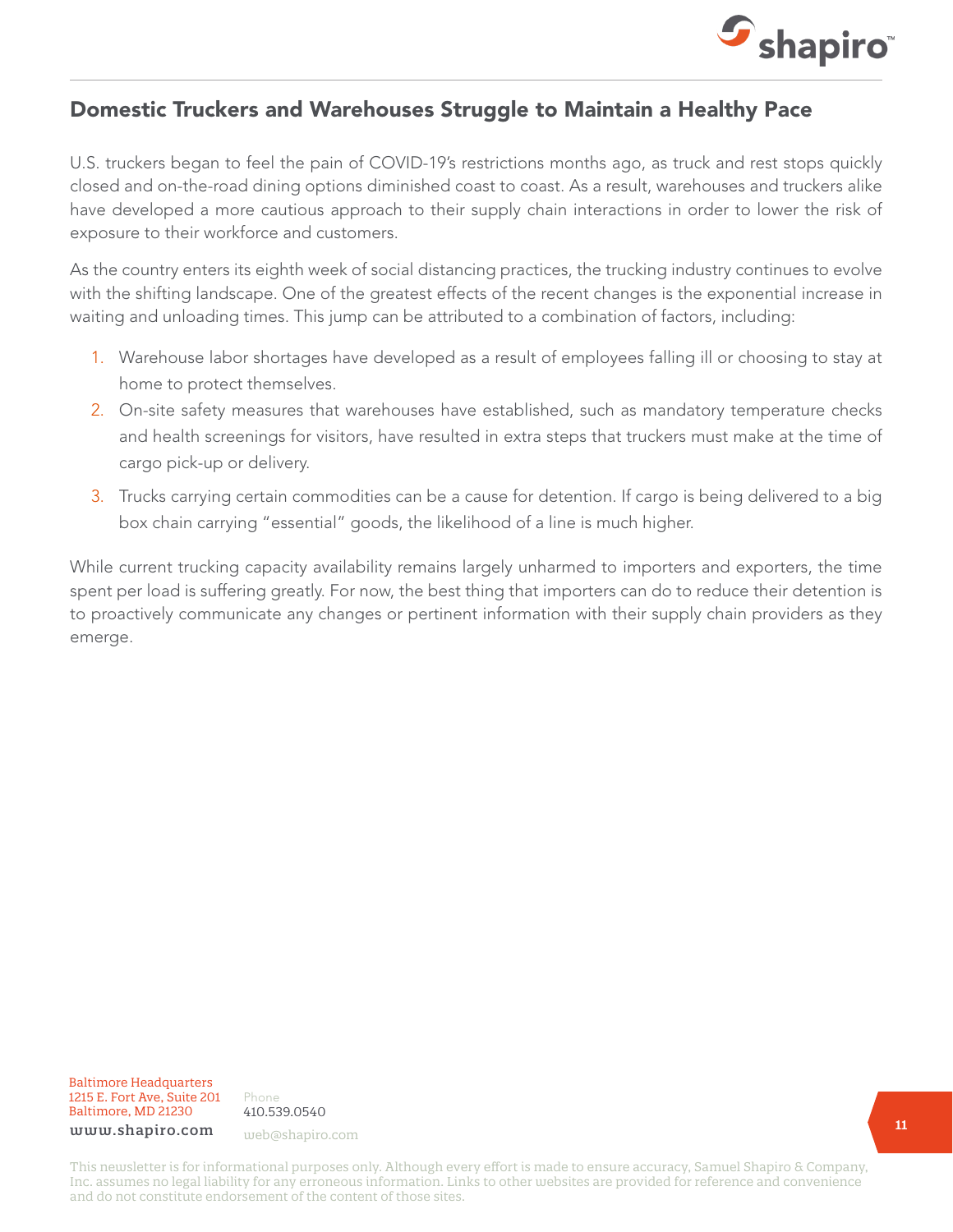## Domestic Truckers and Warehouses Struggle to Maintain a Healthy Pace

U.S. truckers began to feel the pain of COVID-19's restrictions months ago, as truck and rest stops quickly closed and on-the-road dining options diminished coast to coast. As a result, warehouses and truckers alike have developed a more cautious approach to their supply chain interactions in order to lower the risk of exposure to their workforce and customers.

As the country enters its eighth week of social distancing practices, the trucking industry continues to evolve with the shifting landscape. One of the greatest effects of the recent changes is the exponential increase in waiting and unloading times. This jump can be attributed to a combination of factors, including:

1. Warehouse labor shortages have developed as a result of employees falling ill or choosing to stay at home to protect themselves.
2. On-site safety measures that warehouses have established, such as mandatory temperature checks and health screenings for visitors, have resulted in extra steps that truckers must make at the time of cargo pick-up or delivery.
3. Trucks carrying certain commodities can be a cause for detention. If cargo is being delivered to a big box chain carrying "essential" goods, the likelihood of a line is much higher.

While current trucking capacity availability remains largely unharmed to importers and exporters, the time spent per load is suffering greatly. For now, the best thing that importers can do to reduce their detention is to proactively communicate any changes or pertinent information with their supply chain providers as they emerge.

Baltimore Headquarters
1215 E. Fort Ave, Suite 201
Baltimore, MD 21230
www.shapiro.com

Phone
410.539.0540
web@shapiro.com

This newsletter is for informational purposes only. Although every effort is made to ensure accuracy, Samuel Shapiro & Company, Inc. assumes no legal liability for any erroneous information. Links to other websites are provided for reference and convenience and do not constitute endorsement of the content of those sites.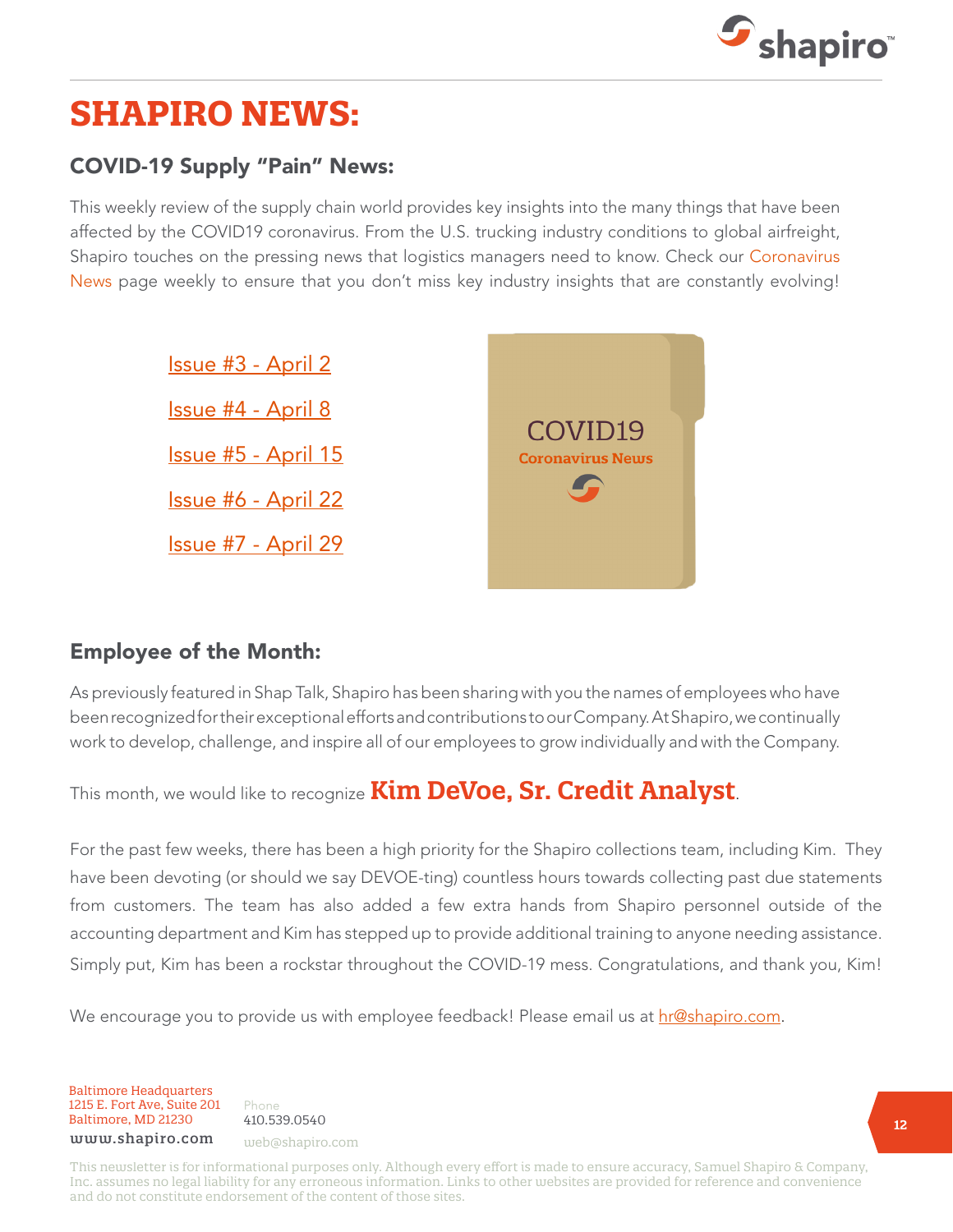# SHAPIRO NEWS:

## COVID-19 Supply "Pain" News:

This weekly review of the supply chain world provides key insights into the many things that have been affected by the COVID19 coronavirus. From the U.S. trucking industry conditions to global airfreight, Shapiro touches on the pressing news that logistics managers need to know. Check our Coronavirus News page weekly to ensure that you don't miss key industry insights that are constantly evolving!

- Issue #3 - April 2
- Issue #4 - April 8
- Issue #5 - April 15
- Issue #6 - April 22
- Issue #7 - April 29

COVID19
Coronavirus News

## Employee of the Month:

As previously featured in Shap Talk, Shapiro has been sharing with you the names of employees who have been recognized for their exceptional efforts and contributions to our Company. At Shapiro, we continually work to develop, challenge, and inspire all of our employees to grow individually and with the Company.

This month, we would like to recognize **Kim DeVoe, Sr. Credit Analyst**.

For the past few weeks, there has been a high priority for the Shapiro collections team, including Kim. They have been devoting (or should we say DEVOE-ting) countless hours towards collecting past due statements from customers. The team has also added a few extra hands from Shapiro personnel outside of the accounting department and Kim has stepped up to provide additional training to anyone needing assistance. Simply put, Kim has been a rockstar throughout the COVID-19 mess. Congratulations, and thank you, Kim!

We encourage you to provide us with employee feedback! Please email us at hr@shapiro.com.

Baltimore Headquarters
1215 E. Fort Ave, Suite 201
Baltimore, MD 21230
www.shapiro.com

Phone
410.539.0540
web@shapiro.com

This newsletter is for informational purposes only. Although every effort is made to ensure accuracy, Samuel Shapiro & Company, Inc. assumes no legal liability for any erroneous information. Links to other websites are provided for reference and convenience and do not constitute endorsement of the content of those sites.